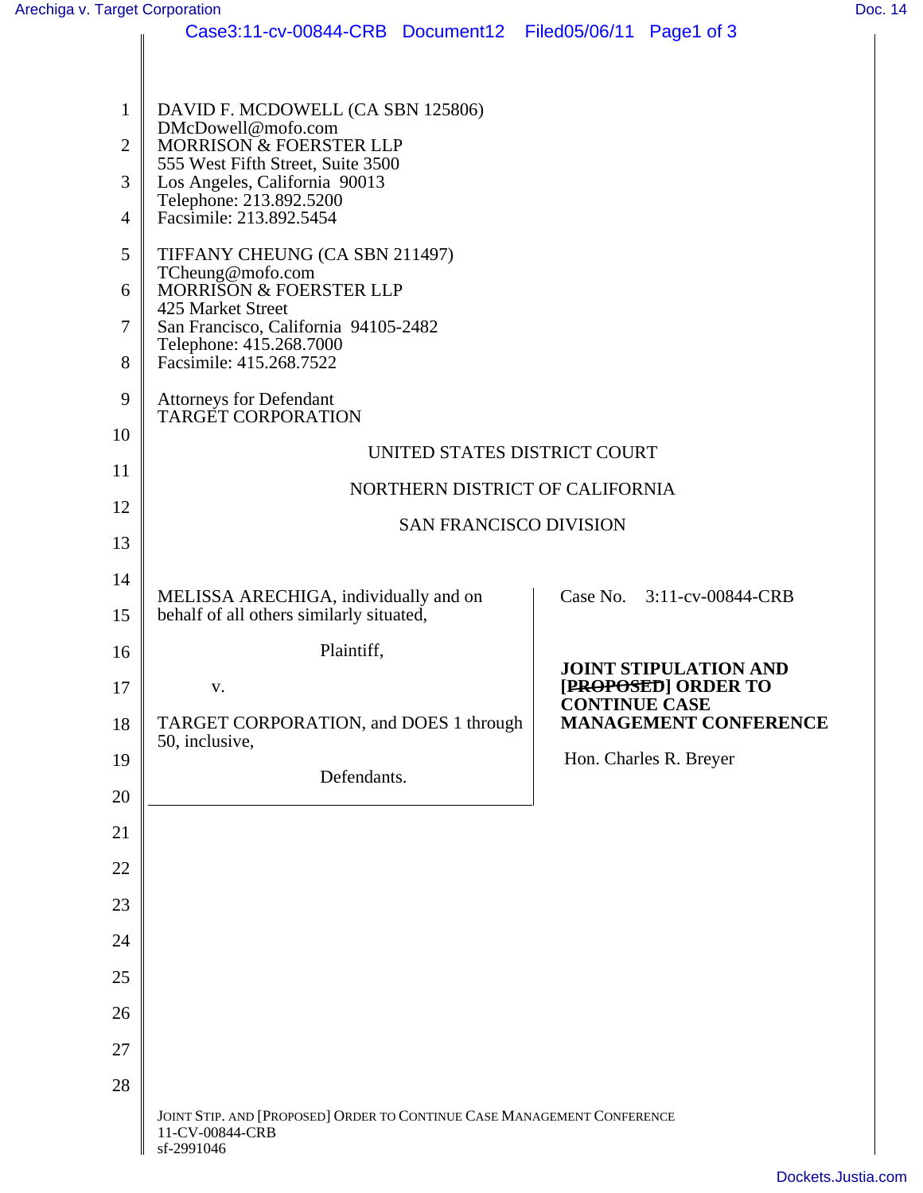DAVID F. MCDOWELL (CA SBN 125806)
DMcDowell@mofo.com
MORRISON & FOERSTER LLP
555 West Fifth Street, Suite 3500
Los Angeles, California 90013
Telephone: 213.892.5200
Facsimile: 213.892.5454

TIFFANY CHEUNG (CA SBN 211497)
TCheung@mofo.com
MORRISON & FOERSTER LLP
425 Market Street
San Francisco, California 94105-2482
Telephone: 415.268.7000
Facsimile: 415.268.7522

Attorneys for Defendant
TARGET CORPORATION

UNITED STATES DISTRICT COURT

NORTHERN DISTRICT OF CALIFORNIA

SAN FRANCISCO DIVISION

| | |
|---|---|
| MELISSA ARECHIGA, individually and on behalf of all others similarly situated,<br><br>Plaintiff,<br><br>v.<br><br>TARGET CORPORATION, and DOES 1 through 50, inclusive,<br><br>Defendants. | Case No. 3:11-cv-00844-CRB<br><br>**JOINT STIPULATION AND [~~PROPOSED~~] ORDER TO CONTINUE CASE MANAGEMENT CONFERENCE**<br><br>Hon. Charles R. Breyer |

JOINT STIP. AND [PROPOSED] ORDER TO CONTINUE CASE MANAGEMENT CONFERENCE
11-CV-00844-CRB
sf-2991046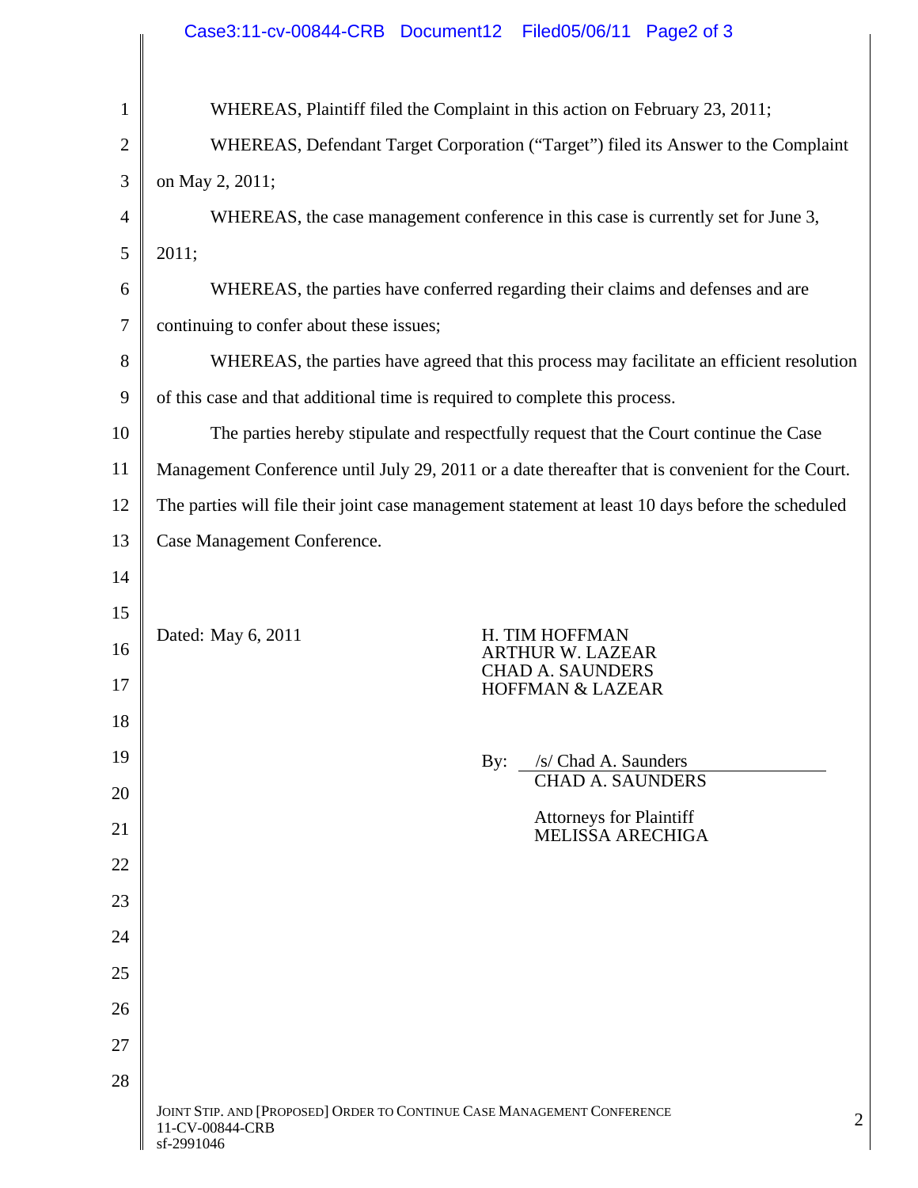WHEREAS, Plaintiff filed the Complaint in this action on February 23, 2011;

WHEREAS, Defendant Target Corporation ("Target") filed its Answer to the Complaint on May 2, 2011;

WHEREAS, the case management conference in this case is currently set for June 3, 2011;

WHEREAS, the parties have conferred regarding their claims and defenses and are continuing to confer about these issues;

WHEREAS, the parties have agreed that this process may facilitate an efficient resolution of this case and that additional time is required to complete this process.

The parties hereby stipulate and respectfully request that the Court continue the Case Management Conference until July 29, 2011 or a date thereafter that is convenient for the Court. The parties will file their joint case management statement at least 10 days before the scheduled Case Management Conference.

Dated: May 6, 2011

H. TIM HOFFMAN
ARTHUR W. LAZEAR
CHAD A. SAUNDERS
HOFFMAN & LAZEAR

By: /s/ Chad A. Saunders
CHAD A. SAUNDERS

Attorneys for Plaintiff
MELISSA ARECHIGA

JOINT STIP. AND [PROPOSED] ORDER TO CONTINUE CASE MANAGEMENT CONFERENCE
11-CV-00844-CRB
sf-2991046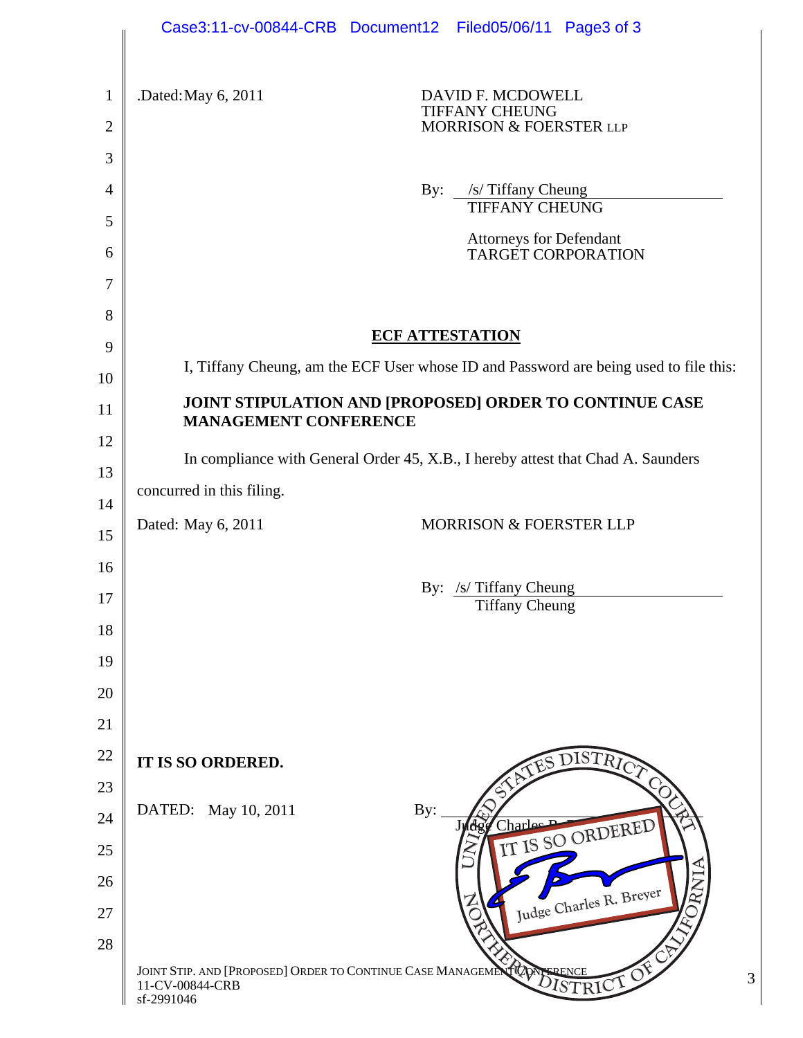.Dated: May 6, 2011

DAVID F. MCDOWELL
TIFFANY CHEUNG
MORRISON & FOERSTER LLP

By: /s/ Tiffany Cheung
TIFFANY CHEUNG

Attorneys for Defendant
TARGET CORPORATION

**ECF ATTESTATION**

I, Tiffany Cheung, am the ECF User whose ID and Password are being used to file this:

**JOINT STIPULATION AND [PROPOSED] ORDER TO CONTINUE CASE MANAGEMENT CONFERENCE**

In compliance with General Order 45, X.B., I hereby attest that Chad A. Saunders concurred in this filing.

Dated: May 6, 2011

MORRISON & FOERSTER LLP

By: /s/ Tiffany Cheung
Tiffany Cheung

**IT IS SO ORDERED.**

DATED: May 10, 2011

By: ______________________
Judge Charles R. Breyer

UNITED STATES DISTRICT COURT
NORTHERN DISTRICT OF CALIFORNIA
IT IS SO ORDERED
Judge Charles R. Breyer

JOINT STIP. AND [PROPOSED] ORDER TO CONTINUE CASE MANAGEMENT CONFERENCE
11-CV-00844-CRB
sf-2991046